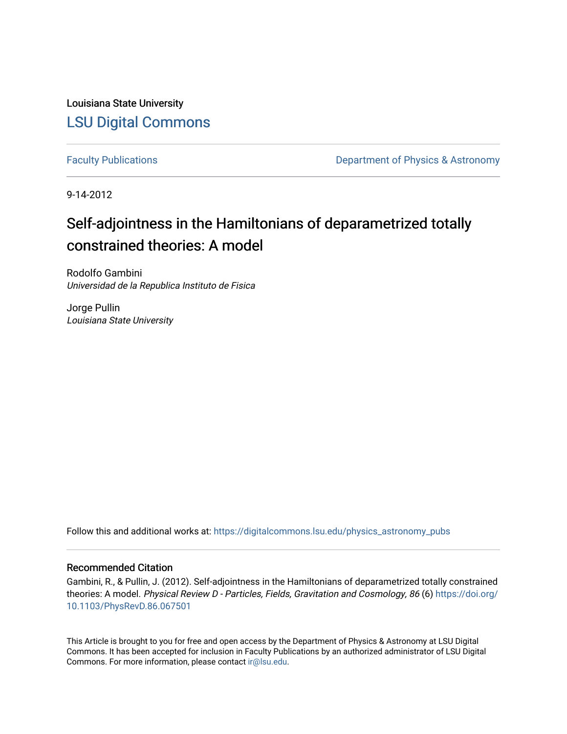Louisiana State University

# LSU Digital Commons

Faculty Publications

Department of Physics & Astronomy

9-14-2012

# Self-adjointness in the Hamiltonians of deparametrized totally constrained theories: A model

Rodolfo Gambini
*Universidad de la Republica Instituto de Fisica*

Jorge Pullin
*Louisiana State University*

Follow this and additional works at: https://digitalcommons.lsu.edu/physics_astronomy_pubs

## Recommended Citation

Gambini, R., & Pullin, J. (2012). Self-adjointness in the Hamiltonians of deparametrized totally constrained theories: A model. *Physical Review D - Particles, Fields, Gravitation and Cosmology, 86* (6) https://doi.org/10.1103/PhysRevD.86.067501

This Article is brought to you for free and open access by the Department of Physics & Astronomy at LSU Digital Commons. It has been accepted for inclusion in Faculty Publications by an authorized administrator of LSU Digital Commons. For more information, please contact ir@lsu.edu.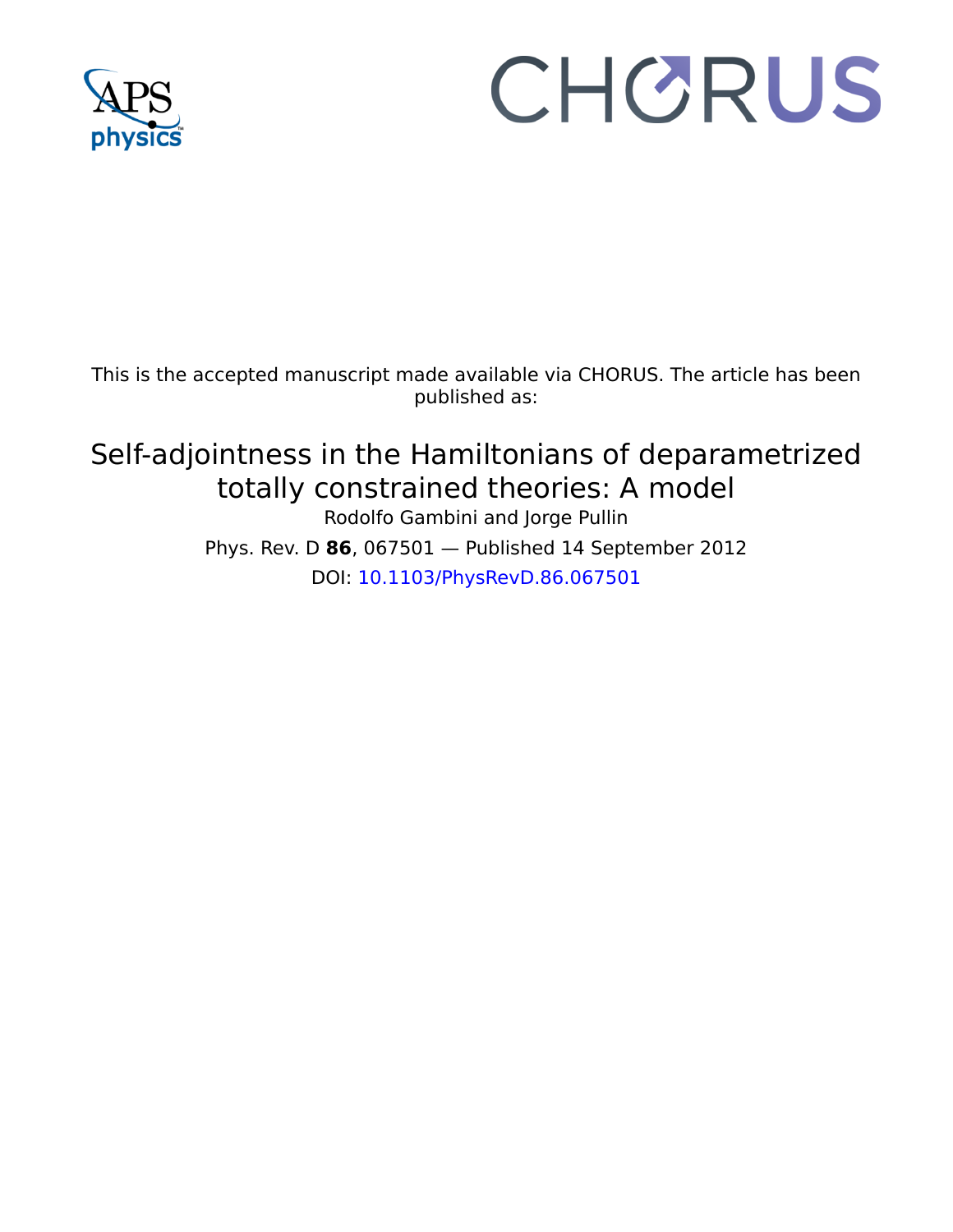This is the accepted manuscript made available via CHORUS. The article has been published as:

# Self-adjointness in the Hamiltonians of deparametrized totally constrained theories: A model

Rodolfo Gambini and Jorge Pullin

Phys. Rev. D **86**, 067501 — Published 14 September 2012

DOI: 10.1103/PhysRevD.86.067501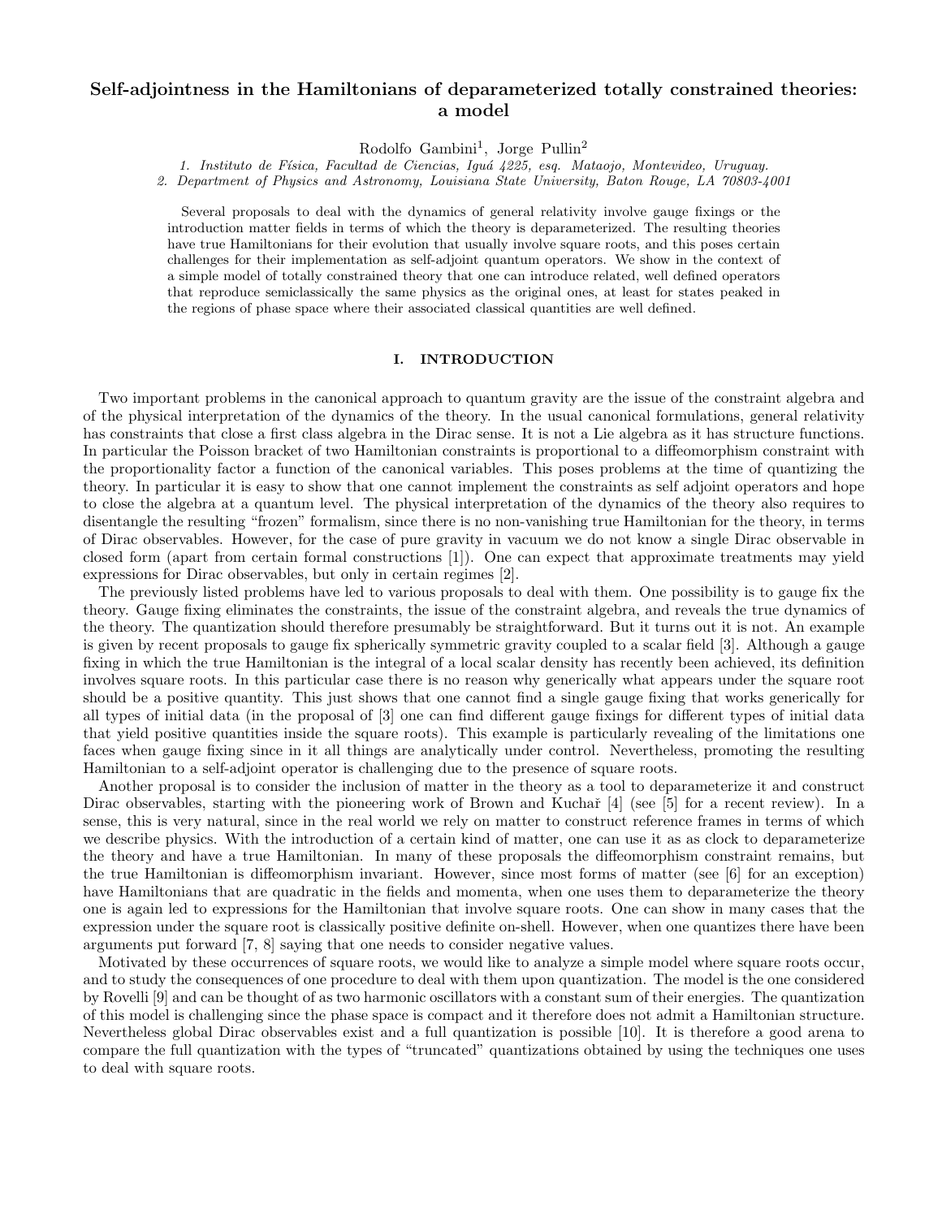# Self-adjointness in the Hamiltonians of deparameterized totally constrained theories: a model

Rodolfo Gambini[1], Jorge Pullin[2]

*1. Instituto de Física, Facultad de Ciencias, Iguá 4225, esq. Mataojo, Montevideo, Uruguay.*
*2. Department of Physics and Astronomy, Louisiana State University, Baton Rouge, LA 70803-4001*

Several proposals to deal with the dynamics of general relativity involve gauge fixings or the introduction matter fields in terms of which the theory is deparameterized. The resulting theories have true Hamiltonians for their evolution that usually involve square roots, and this poses certain challenges for their implementation as self-adjoint quantum operators. We show in the context of a simple model of totally constrained theory that one can introduce related, well defined operators that reproduce semiclassically the same physics as the original ones, at least for states peaked in the regions of phase space where their associated classical quantities are well defined.

## I. INTRODUCTION

Two important problems in the canonical approach to quantum gravity are the issue of the constraint algebra and of the physical interpretation of the dynamics of the theory. In the usual canonical formulations, general relativity has constraints that close a first class algebra in the Dirac sense. It is not a Lie algebra as it has structure functions. In particular the Poisson bracket of two Hamiltonian constraints is proportional to a diffeomorphism constraint with the proportionality factor a function of the canonical variables. This poses problems at the time of quantizing the theory. In particular it is easy to show that one cannot implement the constraints as self adjoint operators and hope to close the algebra at a quantum level. The physical interpretation of the dynamics of the theory also requires to disentangle the resulting "frozen" formalism, since there is no non-vanishing true Hamiltonian for the theory, in terms of Dirac observables. However, for the case of pure gravity in vacuum we do not know a single Dirac observable in closed form (apart from certain formal constructions [1]). One can expect that approximate treatments may yield expressions for Dirac observables, but only in certain regimes [2].

The previously listed problems have led to various proposals to deal with them. One possibility is to gauge fix the theory. Gauge fixing eliminates the constraints, the issue of the constraint algebra, and reveals the true dynamics of the theory. The quantization should therefore presumably be straightforward. But it turns out it is not. An example is given by recent proposals to gauge fix spherically symmetric gravity coupled to a scalar field [3]. Although a gauge fixing in which the true Hamiltonian is the integral of a local scalar density has recently been achieved, its definition involves square roots. In this particular case there is no reason why generically what appears under the square root should be a positive quantity. This just shows that one cannot find a single gauge fixing that works generically for all types of initial data (in the proposal of [3] one can find different gauge fixings for different types of initial data that yield positive quantities inside the square roots). This example is particularly revealing of the limitations one faces when gauge fixing since in it all things are analytically under control. Nevertheless, promoting the resulting Hamiltonian to a self-adjoint operator is challenging due to the presence of square roots.

Another proposal is to consider the inclusion of matter in the theory as a tool to deparameterize it and construct Dirac observables, starting with the pioneering work of Brown and Kuchař [4] (see [5] for a recent review). In a sense, this is very natural, since in the real world we rely on matter to construct reference frames in terms of which we describe physics. With the introduction of a certain kind of matter, one can use it as as clock to deparameterize the theory and have a true Hamiltonian. In many of these proposals the diffeomorphism constraint remains, but the true Hamiltonian is diffeomorphism invariant. However, since most forms of matter (see [6] for an exception) have Hamiltonians that are quadratic in the fields and momenta, when one uses them to deparameterize the theory one is again led to expressions for the Hamiltonian that involve square roots. One can show in many cases that the expression under the square root is classically positive definite on-shell. However, when one quantizes there have been arguments put forward [7, 8] saying that one needs to consider negative values.

Motivated by these occurrences of square roots, we would like to analyze a simple model where square roots occur, and to study the consequences of one procedure to deal with them upon quantization. The model is the one considered by Rovelli [9] and can be thought of as two harmonic oscillators with a constant sum of their energies. The quantization of this model is challenging since the phase space is compact and it therefore does not admit a Hamiltonian structure. Nevertheless global Dirac observables exist and a full quantization is possible [10]. It is therefore a good arena to compare the full quantization with the types of "truncated" quantizations obtained by using the techniques one uses to deal with square roots.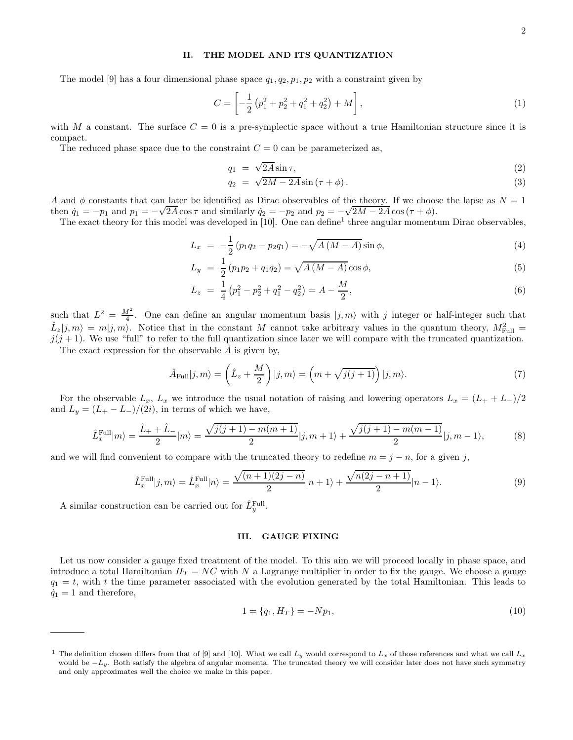## II. THE MODEL AND ITS QUANTIZATION

The model [9] has a four dimensional phase space $q_1, q_2, p_1, p_2$ with a constraint given by

$$C = \left[ -\frac{1}{2}\left(p_1^2 + p_2^2 + q_1^2 + q_2^2\right) + M \right], \tag{1}$$

with $M$ a constant. The surface $C = 0$ is a pre-symplectic space without a true Hamiltonian structure since it is compact.

The reduced phase space due to the constraint $C = 0$ can be parameterized as,

$$q_1 = \sqrt{2A}\sin\tau, \tag{2}$$

$$q_2 = \sqrt{2M - 2A}\sin\left(\tau + \phi\right). \tag{3}$$

$A$ and $\phi$ constants that can later be identified as Dirac observables of the theory. If we choose the lapse as $N = 1$ then $\dot{q}_1 = -p_1$ and $p_1 = -\sqrt{2A}\cos\tau$ and similarly $\dot{q}_2 = -p_2$ and $p_2 = -\sqrt{2M - 2A}\cos\left(\tau + \phi\right)$.

The exact theory for this model was developed in [10]. One can define[1] three angular momentum Dirac observables,

$$L_x = -\frac{1}{2}\left(p_1 q_2 - p_2 q_1\right) = -\sqrt{A\left(M - A\right)}\sin\phi, \tag{4}$$

$$L_y = \frac{1}{2}\left(p_1 p_2 + q_1 q_2\right) = \sqrt{A\left(M - A\right)}\cos\phi, \tag{5}$$

$$L_z = \frac{1}{4}\left(p_1^2 - p_2^2 + q_1^2 - q_2^2\right) = A - \frac{M}{2}, \tag{6}$$

such that $L^2 = \frac{M^2}{4}$. One can define an angular momentum basis $|j, m\rangle$ with $j$ integer or half-integer such that $\hat{L}_z|j, m\rangle = m|j, m\rangle$. Notice that in the constant $M$ cannot take arbitrary values in the quantum theory, $M^2_{\rm Full} = j(j+1)$. We use "full" to refer to the full quantization since later we will compare with the truncated quantization.

The exact expression for the observable $\hat{A}$ is given by,

$$\hat{A}_{\rm Full}|j, m\rangle = \left(\hat{L}_z + \frac{M}{2}\right)|j, m\rangle = \left(m + \sqrt{j(j+1)}\right)|j, m\rangle. \tag{7}$$

For the observable $L_x$, $L_x$ we introduce the usual notation of raising and lowering operators $L_x = (L_+ + L_-)/2$ and $L_y = (L_+ - L_-)/(2i)$, in terms of which we have,

$$\hat{L}_x^{\rm Full}|m\rangle = \frac{\hat{L}_+ + \hat{L}_-}{2}|m\rangle = \frac{\sqrt{j(j+1) - m(m+1)}}{2}|j, m+1\rangle + \frac{\sqrt{j(j+1) - m(m-1)}}{2}|j, m-1\rangle, \tag{8}$$

and we will find convenient to compare with the truncated theory to redefine $m = j - n$, for a given $j$,

$$\hat{L}_x^{\rm Full}|j, m\rangle = \hat{L}_x^{\rm Full}|n\rangle = \frac{\sqrt{(n+1)(2j-n)}}{2}|n+1\rangle + \frac{\sqrt{n(2j-n+1)}}{2}|n-1\rangle. \tag{9}$$

A similar construction can be carried out for $\hat{L}_y^{\rm Full}$.

## III. GAUGE FIXING

Let us now consider a gauge fixed treatment of the model. To this aim we will proceed locally in phase space, and introduce a total Hamiltonian $H_T = NC$ with $N$ a Lagrange multiplier in order to fix the gauge. We choose a gauge $q_1 = t$, with $t$ the time parameter associated with the evolution generated by the total Hamiltonian. This leads to $\dot{q}_1 = 1$ and therefore,

$$1 = \{q_1, H_T\} = -Np_1, \tag{10}$$

[1] The definition chosen differs from that of [9] and [10]. What we call $L_y$ would correspond to $L_x$ of those references and what we call $L_x$ would be $-L_y$. Both satisfy the algebra of angular momenta. The truncated theory we will consider later does not have such symmetry and only approximates well the choice we make in this paper.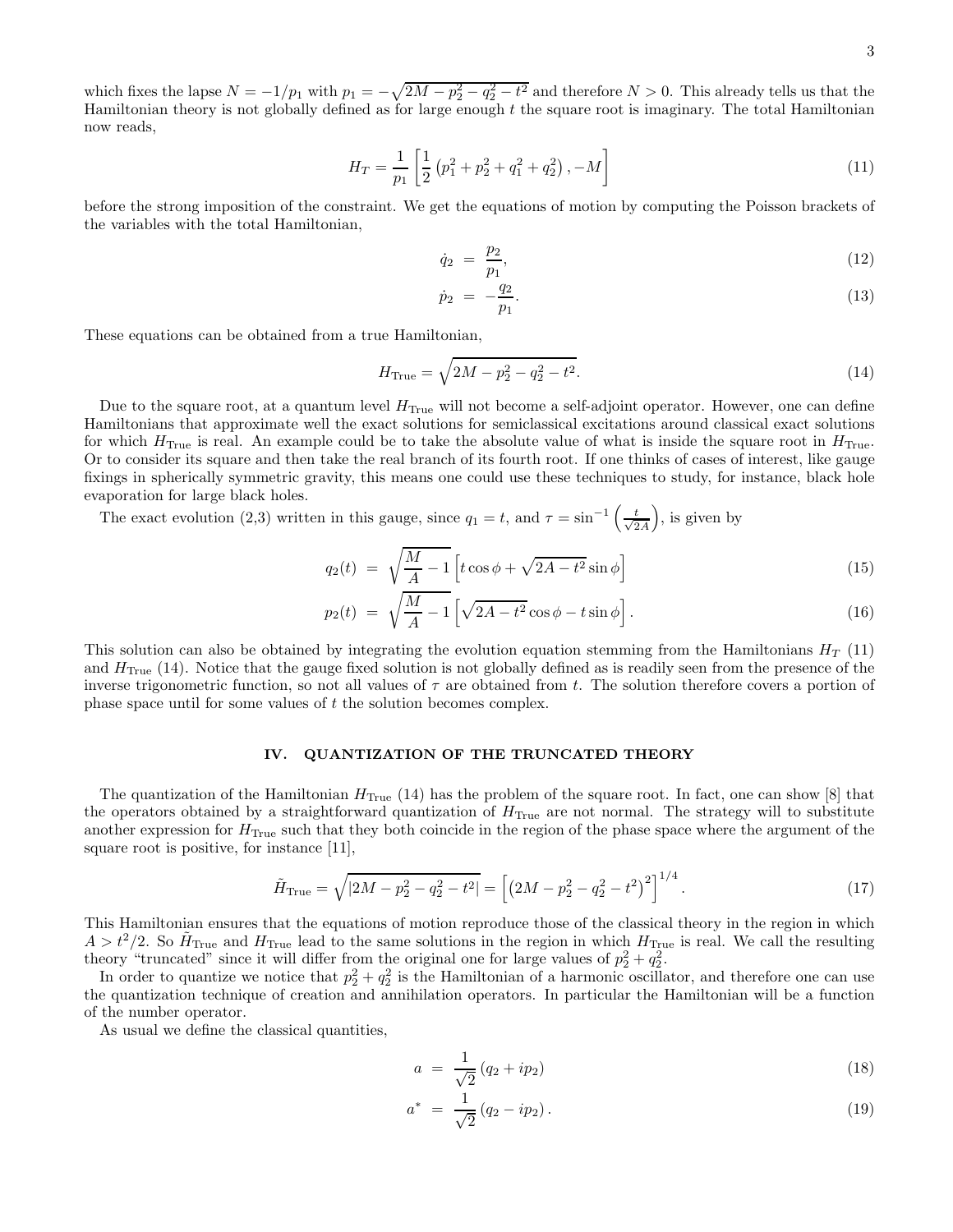which fixes the lapse $N = -1/p_1$ with $p_1 = -\sqrt{2M - p_2^2 - q_2^2 - t^2}$ and therefore $N > 0$. This already tells us that the Hamiltonian theory is not globally defined as for large enough $t$ the square root is imaginary. The total Hamiltonian now reads,

$$H_T = \frac{1}{p_1}\left[\frac{1}{2}\left(p_1^2 + p_2^2 + q_1^2 + q_2^2\right), -M\right] \tag{11}$$

before the strong imposition of the constraint. We get the equations of motion by computing the Poisson brackets of the variables with the total Hamiltonian,

$$\dot{q}_2 = \frac{p_2}{p_1}, \tag{12}$$

$$\dot{p}_2 = -\frac{q_2}{p_1}. \tag{13}$$

These equations can be obtained from a true Hamiltonian,

$$H_{\rm True} = \sqrt{2M - p_2^2 - q_2^2 - t^2}. \tag{14}$$

Due to the square root, at a quantum level $H_{\rm True}$ will not become a self-adjoint operator. However, one can define Hamiltonians that approximate well the exact solutions for semiclassical excitations around classical exact solutions for which $H_{\rm True}$ is real. An example could be to take the absolute value of what is inside the square root in $H_{\rm True}$. Or to consider its square and then take the real branch of its fourth root. If one thinks of cases of interest, like gauge fixings in spherically symmetric gravity, this means one could use these techniques to study, for instance, black hole evaporation for large black holes.

The exact evolution (2,3) written in this gauge, since $q_1 = t$, and $\tau = \sin^{-1}\left(\frac{t}{\sqrt{2A}}\right)$, is given by

$$q_2(t) = \sqrt{\frac{M}{A} - 1}\left[t\cos\phi + \sqrt{2A - t^2}\sin\phi\right] \tag{15}$$

$$p_2(t) = \sqrt{\frac{M}{A} - 1}\left[\sqrt{2A - t^2}\cos\phi - t\sin\phi\right]. \tag{16}$$

This solution can also be obtained by integrating the evolution equation stemming from the Hamiltonians $H_T$ (11) and $H_{\rm True}$ (14). Notice that the gauge fixed solution is not globally defined as is readily seen from the presence of the inverse trigonometric function, so not all values of $\tau$ are obtained from $t$. The solution therefore covers a portion of phase space until for some values of $t$ the solution becomes complex.

## IV. QUANTIZATION OF THE TRUNCATED THEORY

The quantization of the Hamiltonian $H_{\rm True}$ (14) has the problem of the square root. In fact, one can show [8] that the operators obtained by a straightforward quantization of $H_{\rm True}$ are not normal. The strategy will to substitute another expression for $H_{\rm True}$ such that they both coincide in the region of the phase space where the argument of the square root is positive, for instance [11],

$$\tilde{H}_{\rm True} = \sqrt{|2M - p_2^2 - q_2^2 - t^2|} = \left[\left(2M - p_2^2 - q_2^2 - t^2\right)^2\right]^{1/4}. \tag{17}$$

This Hamiltonian ensures that the equations of motion reproduce those of the classical theory in the region in which $A > t^2/2$. So $\tilde{H}_{\rm True}$ and $H_{\rm True}$ lead to the same solutions in the region in which $H_{\rm True}$ is real. We call the resulting theory "truncated" since it will differ from the original one for large values of $p_2^2 + q_2^2$.

In order to quantize we notice that $p_2^2 + q_2^2$ is the Hamiltonian of a harmonic oscillator, and therefore one can use the quantization technique of creation and annihilation operators. In particular the Hamiltonian will be a function of the number operator.

As usual we define the classical quantities,

$$a = \frac{1}{\sqrt{2}}\left(q_2 + ip_2\right) \tag{18}$$

$$a^* = \frac{1}{\sqrt{2}}\left(q_2 - ip_2\right). \tag{19}$$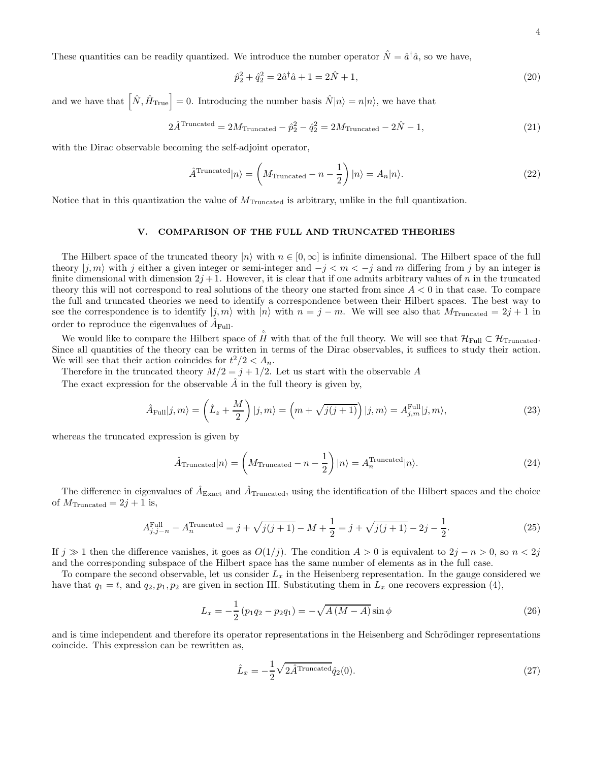These quantities can be readily quantized. We introduce the number operator $\hat{N} = \hat{a}^\dagger \hat{a}$, so we have,

$$\hat{p}_2^2 + \hat{q}_2^2 = 2\hat{a}^\dagger \hat{a} + 1 = 2\hat{N} + 1, \tag{20}$$

and we have that $\left[\hat{N}, \hat{H}_{\rm True}\right] = 0$. Introducing the number basis $\hat{N}|n\rangle = n|n\rangle$, we have that

$$2\hat{A}^{\rm Truncated} = 2M_{\rm Truncated} - \hat{p}_2^2 - \hat{q}_2^2 = 2M_{\rm Truncated} - 2\hat{N} - 1, \tag{21}$$

with the Dirac observable becoming the self-adjoint operator,

$$\hat{A}^{\rm Truncated}|n\rangle = \left(M_{\rm Truncated} - n - \frac{1}{2}\right)|n\rangle = A_n|n\rangle. \tag{22}$$

Notice that in this quantization the value of $M_{\rm Truncated}$ is arbitrary, unlike in the full quantization.

## V. COMPARISON OF THE FULL AND TRUNCATED THEORIES

The Hilbert space of the truncated theory $|n\rangle$ with $n \in [0, \infty]$ is infinite dimensional. The Hilbert space of the full theory $|j, m\rangle$ with $j$ either a given integer or semi-integer and $-j < m < -j$ and $m$ differing from $j$ by an integer is finite dimensional with dimension $2j + 1$. However, it is clear that if one admits arbitrary values of $n$ in the truncated theory this will not correspond to real solutions of the theory one started from since $A < 0$ in that case. To compare the full and truncated theories we need to identify a correspondence between their Hilbert spaces. The best way to see the correspondence is to identify $|j, m\rangle$ with $|n\rangle$ with $n = j - m$. We will see also that $M_{\rm Truncated} = 2j + 1$ in order to reproduce the eigenvalues of $\hat{A}_{\rm Full}$.

We would like to compare the Hilbert space of $\hat{\tilde{H}}$ with that of the full theory. We will see that $\mathcal{H}_{\rm Full} \subset \mathcal{H}_{\rm Truncated}$. Since all quantities of the theory can be written in terms of the Dirac observables, it suffices to study their action. We will see that their action coincides for $t^2/2 < A_n$.

Therefore in the truncated theory $M/2 = j + 1/2$. Let us start with the observable $A$

The exact expression for the observable $\hat{A}$ in the full theory is given by,

$$\hat{A}_{\rm Full}|j, m\rangle = \left(\hat{L}_z + \frac{M}{2}\right)|j, m\rangle = \left(m + \sqrt{j(j+1)}\right)|j, m\rangle = A^{\rm Full}_{j,m}|j, m\rangle, \tag{23}$$

whereas the truncated expression is given by

$$\hat{A}_{\rm Truncated}|n\rangle = \left(M_{\rm Truncated} - n - \frac{1}{2}\right)|n\rangle = A^{\rm Truncated}_n|n\rangle. \tag{24}$$

The difference in eigenvalues of $\hat{A}_{\rm Exact}$ and $\hat{A}_{\rm Truncated}$, using the identification of the Hilbert spaces and the choice of $M_{\rm Truncated} = 2j + 1$ is,

$$A^{\rm Full}_{j,j-n} - A^{\rm Truncated}_n = j + \sqrt{j(j+1)} - M + \frac{1}{2} = j + \sqrt{j(j+1)} - 2j - \frac{1}{2}. \tag{25}$$

If $j \gg 1$ then the difference vanishes, it goes as $O(1/j)$. The condition $A > 0$ is equivalent to $2j - n > 0$, so $n < 2j$ and the corresponding subspace of the Hilbert space has the same number of elements as in the full case.

To compare the second observable, let us consider $L_x$ in the Heisenberg representation. In the gauge considered we have that $q_1 = t$, and $q_2, p_1, p_2$ are given in section III. Substituting them in $L_x$ one recovers expression (4),

$$L_x = -\frac{1}{2}\left(p_1 q_2 - p_2 q_1\right) = -\sqrt{A\left(M - A\right)}\sin\phi \tag{26}$$

and is time independent and therefore its operator representations in the Heisenberg and Schrödinger representations coincide. This expression can be rewritten as,

$$\hat{L}_x = -\frac{1}{2}\sqrt{2\hat{A}^{\rm Truncated}}\hat{q}_2(0). \tag{27}$$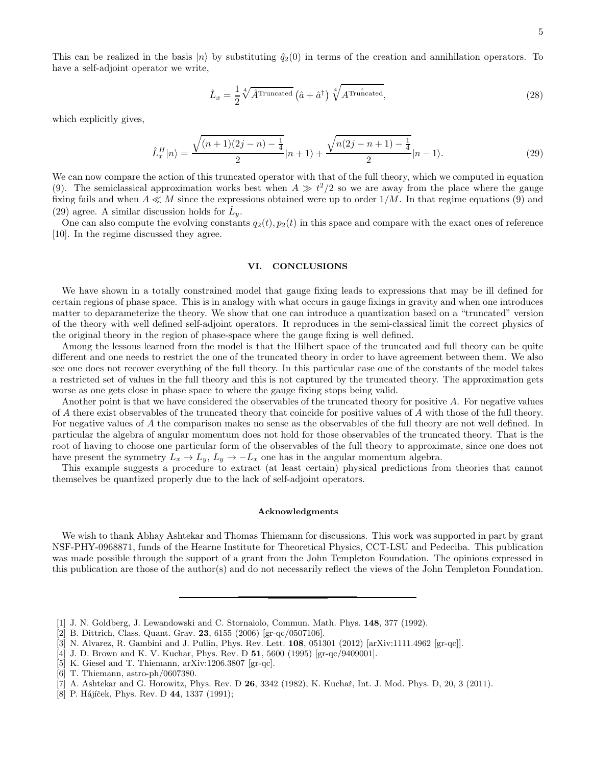This can be realized in the basis $|n\rangle$ by substituting $\hat{q}_2(0)$ in terms of the creation and annihilation operators. To have a self-adjoint operator we write,

$$\hat{L}_x = \frac{1}{2}\sqrt[4]{\hat{A}^{\rm Truncated}}\left(\hat{a}+\hat{a}^\dagger\right)\sqrt[4]{A^{\hat{\rm Truncated}}}, \tag{28}$$

which explicitly gives,

$$\hat{L}_x^H|n\rangle = \frac{\sqrt{(n+1)(2j-n)-\frac{1}{4}}}{2}|n+1\rangle + \frac{\sqrt{n(2j-n+1)-\frac{1}{4}}}{2}|n-1\rangle. \tag{29}$$

We can now compare the action of this truncated operator with that of the full theory, which we computed in equation (9). The semiclassical approximation works best when $A \gg t^2/2$ so we are away from the place where the gauge fixing fails and when $A \ll M$ since the expressions obtained were up to order $1/M$. In that regime equations (9) and (29) agree. A similar discussion holds for $\hat{L}_y$.

One can also compute the evolving constants $q_2(t), p_2(t)$ in this space and compare with the exact ones of reference [10]. In the regime discussed they agree.

## VI. CONCLUSIONS

We have shown in a totally constrained model that gauge fixing leads to expressions that may be ill defined for certain regions of phase space. This is in analogy with what occurs in gauge fixings in gravity and when one introduces matter to deparameterize the theory. We show that one can introduce a quantization based on a "truncated" version of the theory with well defined self-adjoint operators. It reproduces in the semi-classical limit the correct physics of the original theory in the region of phase-space where the gauge fixing is well defined.

Among the lessons learned from the model is that the Hilbert space of the truncated and full theory can be quite different and one needs to restrict the one of the truncated theory in order to have agreement between them. We also see one does not recover everything of the full theory. In this particular case one of the constants of the model takes a restricted set of values in the full theory and this is not captured by the truncated theory. The approximation gets worse as one gets close in phase space to where the gauge fixing stops being valid.

Another point is that we have considered the observables of the truncated theory for positive $A$. For negative values of $A$ there exist observables of the truncated theory that coincide for positive values of $A$ with those of the full theory. For negative values of $A$ the comparison makes no sense as the observables of the full theory are not well defined. In particular the algebra of angular momentum does not hold for those observables of the truncated theory. That is the root of having to choose one particular form of the observables of the full theory to approximate, since one does not have present the symmetry $L_x \to L_y$, $L_y \to -L_x$ one has in the angular momentum algebra.

This example suggests a procedure to extract (at least certain) physical predictions from theories that cannot themselves be quantized properly due to the lack of self-adjoint operators.

### Acknowledgments

We wish to thank Abhay Ashtekar and Thomas Thiemann for discussions. This work was supported in part by grant NSF-PHY-0968871, funds of the Hearne Institute for Theoretical Physics, CCT-LSU and Pedeciba. This publication was made possible through the support of a grant from the John Templeton Foundation. The opinions expressed in this publication are those of the author(s) and do not necessarily reflect the views of the John Templeton Foundation.

---

[1] J. N. Goldberg, J. Lewandowski and C. Stornaiolo, Commun. Math. Phys. **148**, 377 (1992).
[2] B. Dittrich, Class. Quant. Grav. **23**, 6155 (2006) [gr-qc/0507106].
[3] N. Alvarez, R. Gambini and J. Pullin, Phys. Rev. Lett. **108**, 051301 (2012) [arXiv:1111.4962 [gr-qc]].
[4] J. D. Brown and K. V. Kuchar, Phys. Rev. D **51**, 5600 (1995) [gr-qc/9409001].
[5] K. Giesel and T. Thiemann, arXiv:1206.3807 [gr-qc].
[6] T. Thiemann, astro-ph/0607380.
[7] A. Ashtekar and G. Horowitz, Phys. Rev. D **26**, 3342 (1982); K. Kuchař, Int. J. Mod. Phys. D, 20, 3 (2011).
[8] P. Hájíček, Phys. Rev. D **44**, 1337 (1991);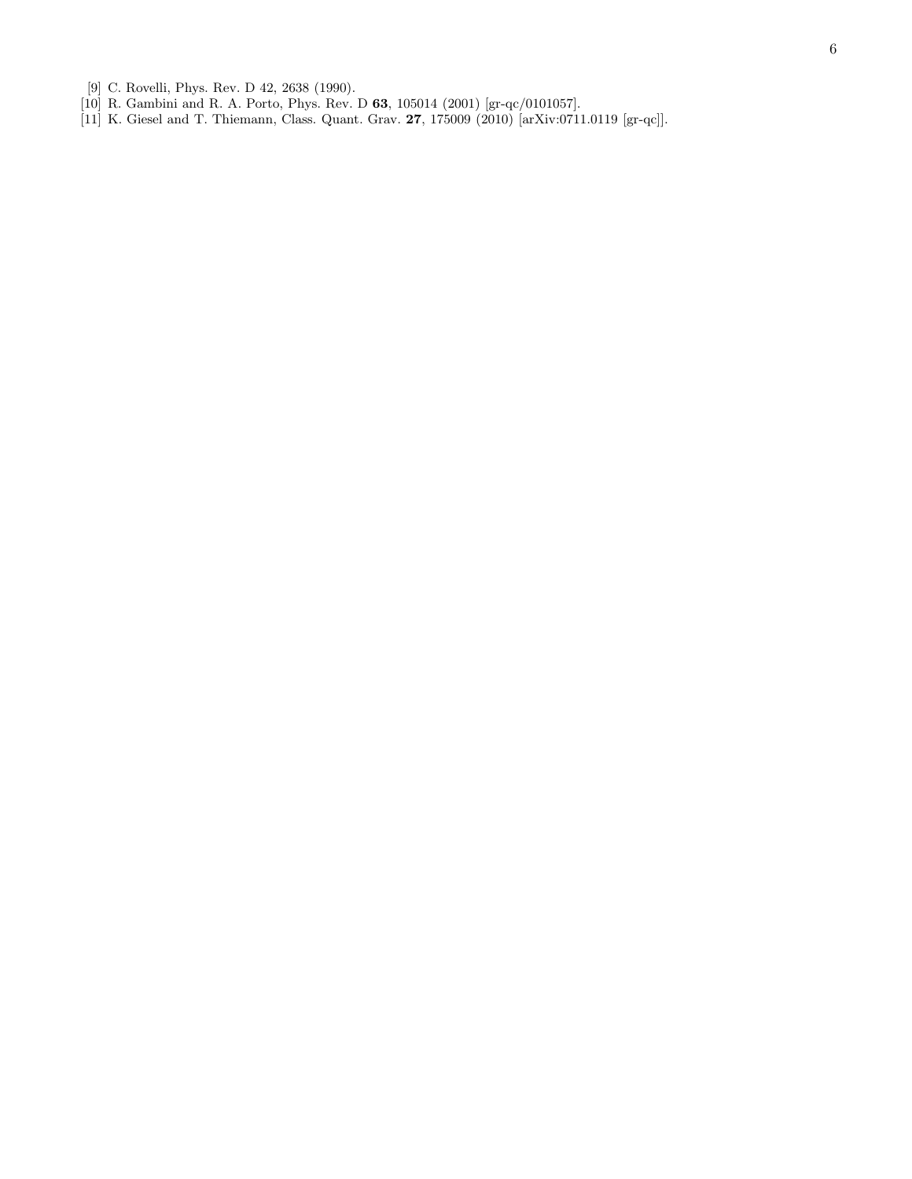[9] C. Rovelli, Phys. Rev. D 42, 2638 (1990).
[10] R. Gambini and R. A. Porto, Phys. Rev. D **63**, 105014 (2001) [gr-qc/0101057].
[11] K. Giesel and T. Thiemann, Class. Quant. Grav. **27**, 175009 (2010) [arXiv:0711.0119 [gr-qc]].